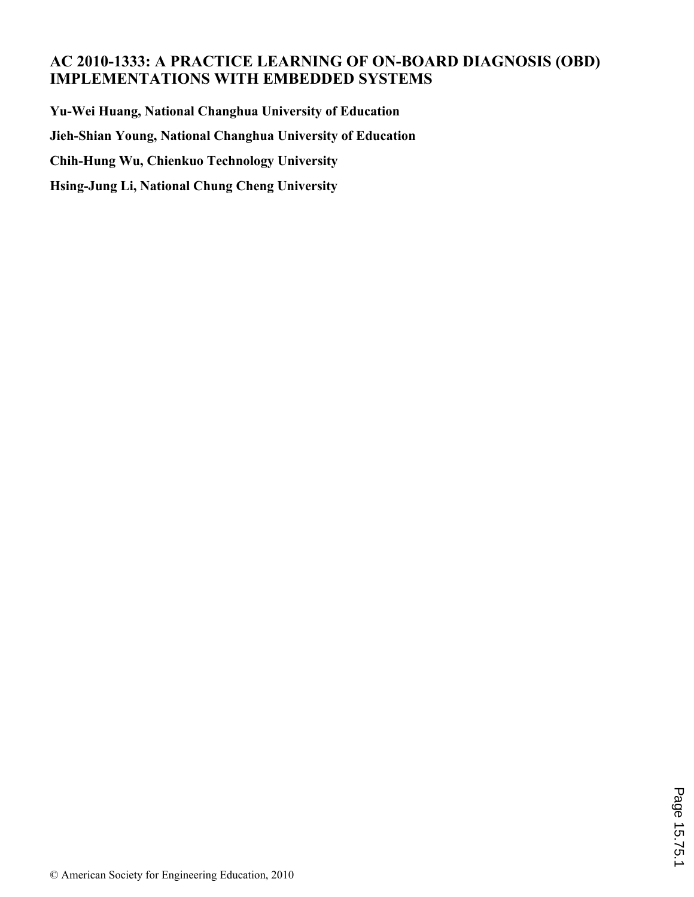# AC 2010-1333: A PRACTICE LEARNING OF ON-BOARD DIAGNOSIS (OBD) IMPLEMENTATIONS WITH EMBEDDED SYSTEMS

**Yu-Wei Huang, National Changhua University of Education**

**Jieh-Shian Young, National Changhua University of Education**

**Chih-Hung Wu, Chienkuo Technology University**

**Hsing-Jung Li, National Chung Cheng University**

© American Society for Engineering Education, 2010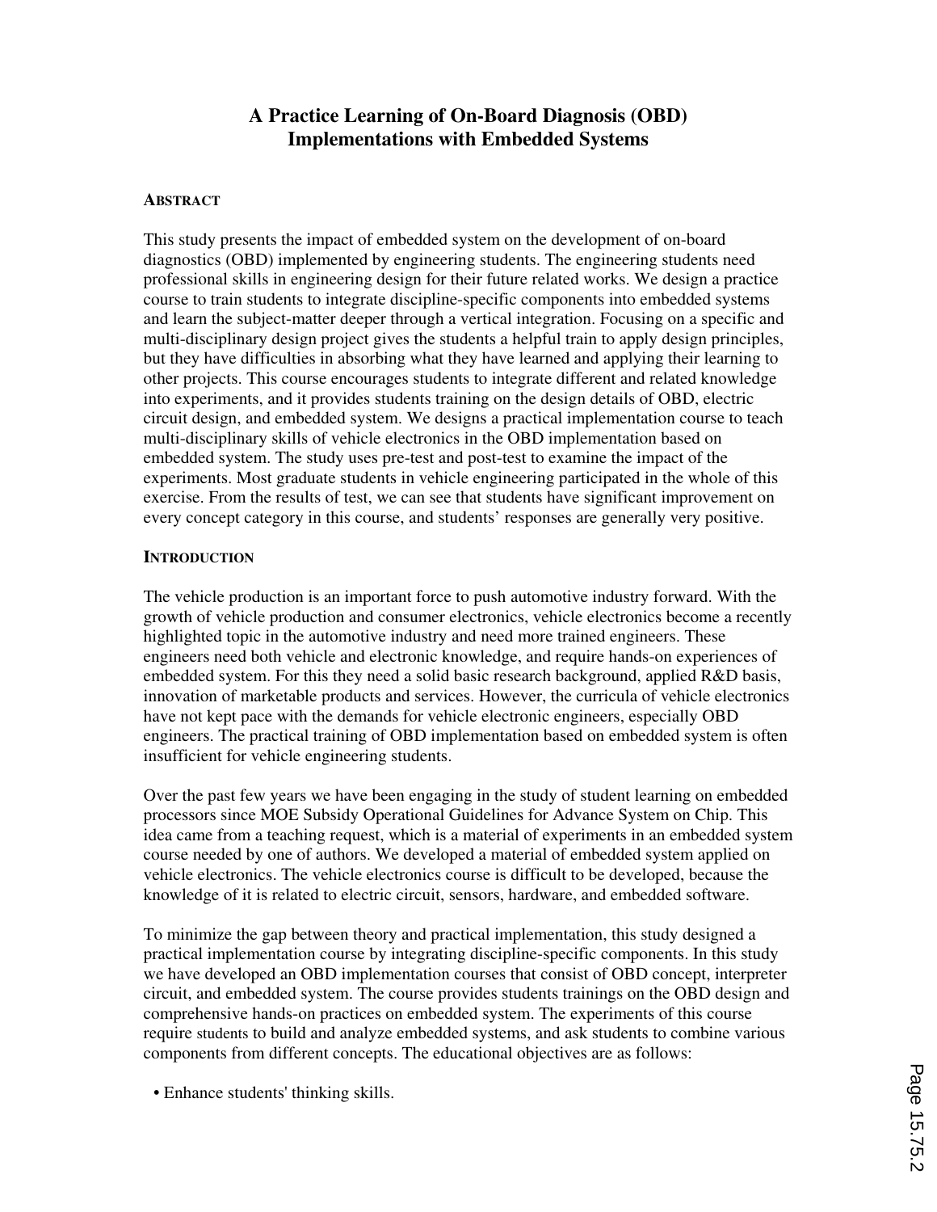# A Practice Learning of On-Board Diagnosis (OBD) Implementations with Embedded Systems

## Abstract

This study presents the impact of embedded system on the development of on-board diagnostics (OBD) implemented by engineering students. The engineering students need professional skills in engineering design for their future related works. We design a practice course to train students to integrate discipline-specific components into embedded systems and learn the subject-matter deeper through a vertical integration. Focusing on a specific and multi-disciplinary design project gives the students a helpful train to apply design principles, but they have difficulties in absorbing what they have learned and applying their learning to other projects. This course encourages students to integrate different and related knowledge into experiments, and it provides students training on the design details of OBD, electric circuit design, and embedded system. We designs a practical implementation course to teach multi-disciplinary skills of vehicle electronics in the OBD implementation based on embedded system. The study uses pre-test and post-test to examine the impact of the experiments. Most graduate students in vehicle engineering participated in the whole of this exercise. From the results of test, we can see that students have significant improvement on every concept category in this course, and students' responses are generally very positive.

## Introduction

The vehicle production is an important force to push automotive industry forward. With the growth of vehicle production and consumer electronics, vehicle electronics become a recently highlighted topic in the automotive industry and need more trained engineers. These engineers need both vehicle and electronic knowledge, and require hands-on experiences of embedded system. For this they need a solid basic research background, applied R&D basis, innovation of marketable products and services. However, the curricula of vehicle electronics have not kept pace with the demands for vehicle electronic engineers, especially OBD engineers. The practical training of OBD implementation based on embedded system is often insufficient for vehicle engineering students.

Over the past few years we have been engaging in the study of student learning on embedded processors since MOE Subsidy Operational Guidelines for Advance System on Chip. This idea came from a teaching request, which is a material of experiments in an embedded system course needed by one of authors. We developed a material of embedded system applied on vehicle electronics. The vehicle electronics course is difficult to be developed, because the knowledge of it is related to electric circuit, sensors, hardware, and embedded software.

To minimize the gap between theory and practical implementation, this study designed a practical implementation course by integrating discipline-specific components. In this study we have developed an OBD implementation courses that consist of OBD concept, interpreter circuit, and embedded system. The course provides students trainings on the OBD design and comprehensive hands-on practices on embedded system. The experiments of this course require students to build and analyze embedded systems, and ask students to combine various components from different concepts. The educational objectives are as follows:

- Enhance students' thinking skills.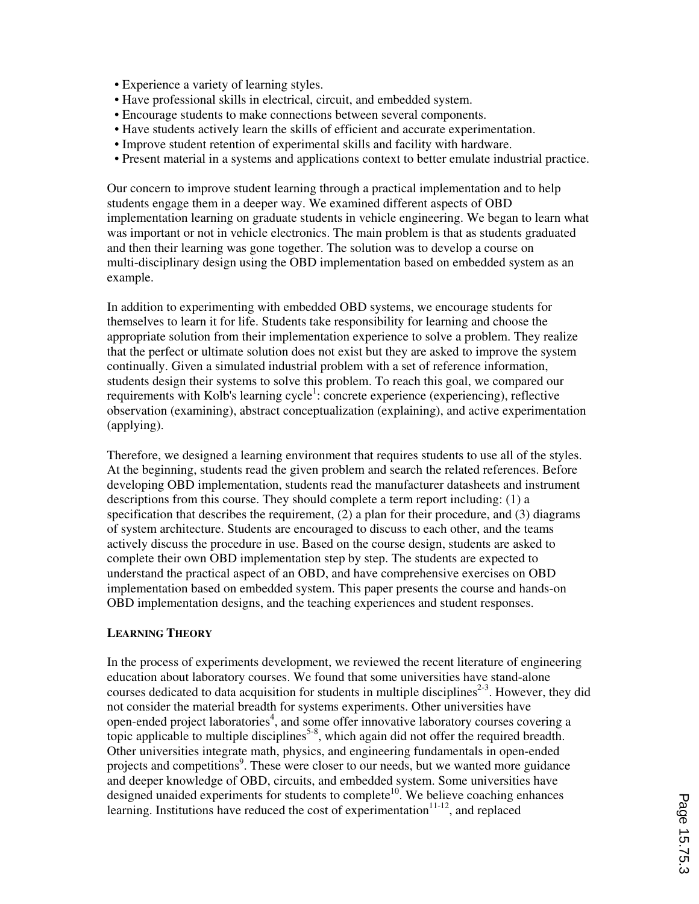- Experience a variety of learning styles.
- Have professional skills in electrical, circuit, and embedded system.
- Encourage students to make connections between several components.
- Have students actively learn the skills of efficient and accurate experimentation.
- Improve student retention of experimental skills and facility with hardware.
- Present material in a systems and applications context to better emulate industrial practice.

Our concern to improve student learning through a practical implementation and to help students engage them in a deeper way. We examined different aspects of OBD implementation learning on graduate students in vehicle engineering. We began to learn what was important or not in vehicle electronics. The main problem is that as students graduated and then their learning was gone together. The solution was to develop a course on multi-disciplinary design using the OBD implementation based on embedded system as an example.

In addition to experimenting with embedded OBD systems, we encourage students for themselves to learn it for life. Students take responsibility for learning and choose the appropriate solution from their implementation experience to solve a problem. They realize that the perfect or ultimate solution does not exist but they are asked to improve the system continually. Given a simulated industrial problem with a set of reference information, students design their systems to solve this problem. To reach this goal, we compared our requirements with Kolb's learning cycle[1]: concrete experience (experiencing), reflective observation (examining), abstract conceptualization (explaining), and active experimentation (applying).

Therefore, we designed a learning environment that requires students to use all of the styles. At the beginning, students read the given problem and search the related references. Before developing OBD implementation, students read the manufacturer datasheets and instrument descriptions from this course. They should complete a term report including: (1) a specification that describes the requirement, (2) a plan for their procedure, and (3) diagrams of system architecture. Students are encouraged to discuss to each other, and the teams actively discuss the procedure in use. Based on the course design, students are asked to complete their own OBD implementation step by step. The students are expected to understand the practical aspect of an OBD, and have comprehensive exercises on OBD implementation based on embedded system. This paper presents the course and hands-on OBD implementation designs, and the teaching experiences and student responses.

## LEARNING THEORY

In the process of experiments development, we reviewed the recent literature of engineering education about laboratory courses. We found that some universities have stand-alone courses dedicated to data acquisition for students in multiple disciplines[2-3]. However, they did not consider the material breadth for systems experiments. Other universities have open-ended project laboratories[4], and some offer innovative laboratory courses covering a topic applicable to multiple disciplines[5-8], which again did not offer the required breadth. Other universities integrate math, physics, and engineering fundamentals in open-ended projects and competitions[9]. These were closer to our needs, but we wanted more guidance and deeper knowledge of OBD, circuits, and embedded system. Some universities have designed unaided experiments for students to complete[10]. We believe coaching enhances learning. Institutions have reduced the cost of experimentation[11-12], and replaced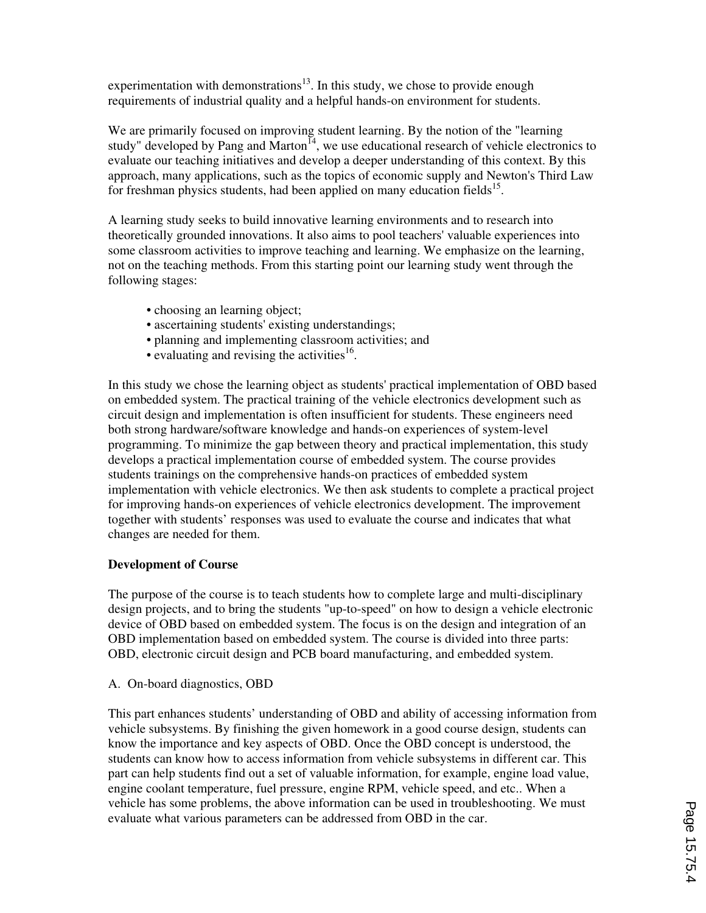experimentation with demonstrations[13]. In this study, we chose to provide enough requirements of industrial quality and a helpful hands-on environment for students.

We are primarily focused on improving student learning. By the notion of the "learning study" developed by Pang and Marton[14], we use educational research of vehicle electronics to evaluate our teaching initiatives and develop a deeper understanding of this context. By this approach, many applications, such as the topics of economic supply and Newton's Third Law for freshman physics students, had been applied on many education fields[15].

A learning study seeks to build innovative learning environments and to research into theoretically grounded innovations. It also aims to pool teachers' valuable experiences into some classroom activities to improve teaching and learning. We emphasize on the learning, not on the teaching methods. From this starting point our learning study went through the following stages:

- choosing an learning object;
- ascertaining students' existing understandings;
- planning and implementing classroom activities; and
- evaluating and revising the activities[16].

In this study we chose the learning object as students' practical implementation of OBD based on embedded system. The practical training of the vehicle electronics development such as circuit design and implementation is often insufficient for students. These engineers need both strong hardware/software knowledge and hands-on experiences of system-level programming. To minimize the gap between theory and practical implementation, this study develops a practical implementation course of embedded system. The course provides students trainings on the comprehensive hands-on practices of embedded system implementation with vehicle electronics. We then ask students to complete a practical project for improving hands-on experiences of vehicle electronics development. The improvement together with students' responses was used to evaluate the course and indicates that what changes are needed for them.

**Development of Course**

The purpose of the course is to teach students how to complete large and multi-disciplinary design projects, and to bring the students "up-to-speed" on how to design a vehicle electronic device of OBD based on embedded system. The focus is on the design and integration of an OBD implementation based on embedded system. The course is divided into three parts: OBD, electronic circuit design and PCB board manufacturing, and embedded system.

A. On-board diagnostics, OBD

This part enhances students' understanding of OBD and ability of accessing information from vehicle subsystems. By finishing the given homework in a good course design, students can know the importance and key aspects of OBD. Once the OBD concept is understood, the students can know how to access information from vehicle subsystems in different car. This part can help students find out a set of valuable information, for example, engine load value, engine coolant temperature, fuel pressure, engine RPM, vehicle speed, and etc.. When a vehicle has some problems, the above information can be used in troubleshooting. We must evaluate what various parameters can be addressed from OBD in the car.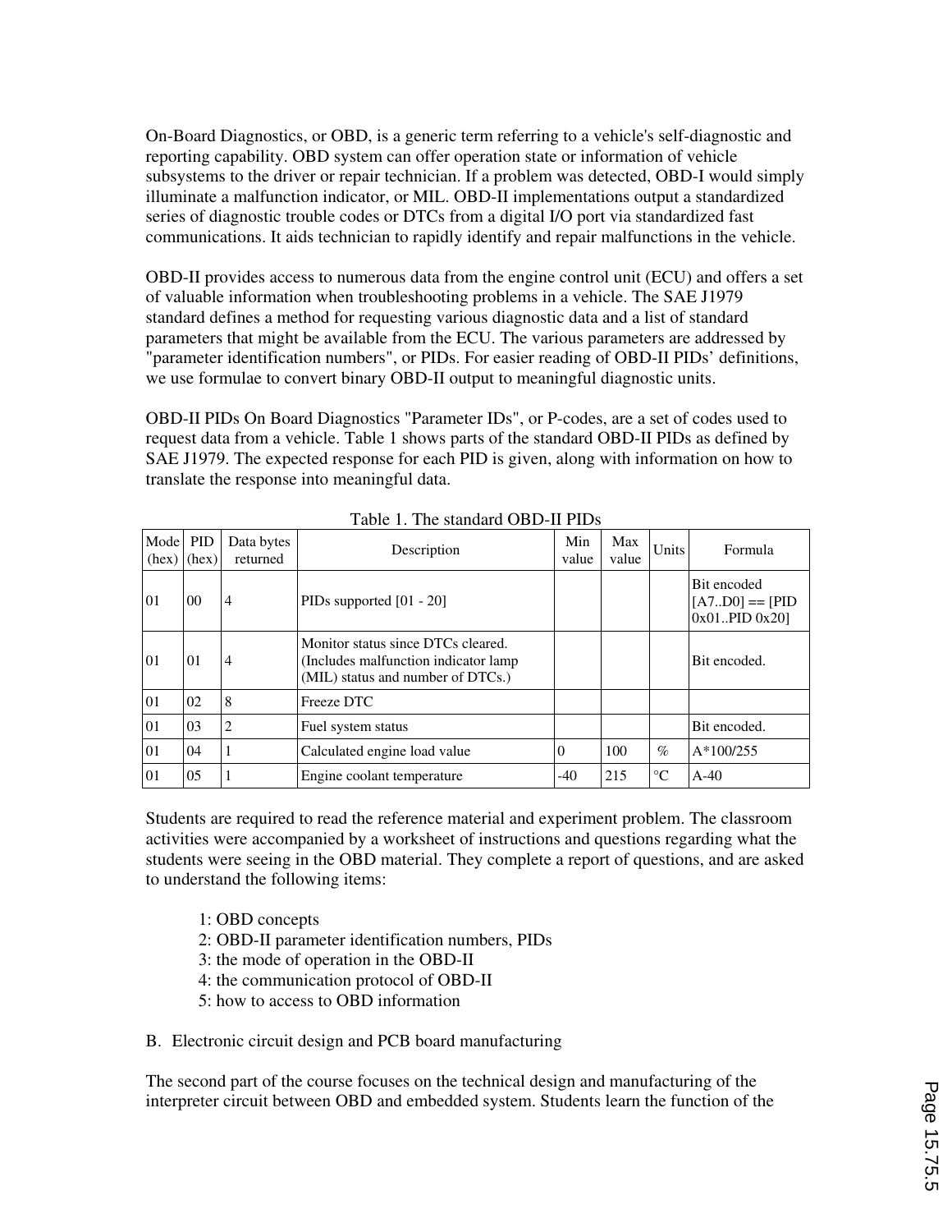On-Board Diagnostics, or OBD, is a generic term referring to a vehicle's self-diagnostic and reporting capability. OBD system can offer operation state or information of vehicle subsystems to the driver or repair technician. If a problem was detected, OBD-I would simply illuminate a malfunction indicator, or MIL. OBD-II implementations output a standardized series of diagnostic trouble codes or DTCs from a digital I/O port via standardized fast communications. It aids technician to rapidly identify and repair malfunctions in the vehicle.

OBD-II provides access to numerous data from the engine control unit (ECU) and offers a set of valuable information when troubleshooting problems in a vehicle. The SAE J1979 standard defines a method for requesting various diagnostic data and a list of standard parameters that might be available from the ECU. The various parameters are addressed by "parameter identification numbers", or PIDs. For easier reading of OBD-II PIDs' definitions, we use formulae to convert binary OBD-II output to meaningful diagnostic units.

OBD-II PIDs On Board Diagnostics "Parameter IDs", or P-codes, are a set of codes used to request data from a vehicle. Table 1 shows parts of the standard OBD-II PIDs as defined by SAE J1979. The expected response for each PID is given, along with information on how to translate the response into meaningful data.

Table 1. The standard OBD-II PIDs

| Mode (hex) | PID (hex) | Data bytes returned | Description | Min value | Max value | Units | Formula |
|---|---|---|---|---|---|---|---|
| 01 | 00 | 4 | PIDs supported [01 - 20] | | | | Bit encoded [A7..D0] == [PID 0x01..PID 0x20] |
| 01 | 01 | 4 | Monitor status since DTCs cleared. (Includes malfunction indicator lamp (MIL) status and number of DTCs.) | | | | Bit encoded. |
| 01 | 02 | 8 | Freeze DTC | | | | |
| 01 | 03 | 2 | Fuel system status | | | | Bit encoded. |
| 01 | 04 | 1 | Calculated engine load value | 0 | 100 | % | A*100/255 |
| 01 | 05 | 1 | Engine coolant temperature | -40 | 215 | °C | A-40 |

Students are required to read the reference material and experiment problem. The classroom activities were accompanied by a worksheet of instructions and questions regarding what the students were seeing in the OBD material. They complete a report of questions, and are asked to understand the following items:

1: OBD concepts
2: OBD-II parameter identification numbers, PIDs
3: the mode of operation in the OBD-II
4: the communication protocol of OBD-II
5: how to access to OBD information

B. Electronic circuit design and PCB board manufacturing

The second part of the course focuses on the technical design and manufacturing of the interpreter circuit between OBD and embedded system. Students learn the function of the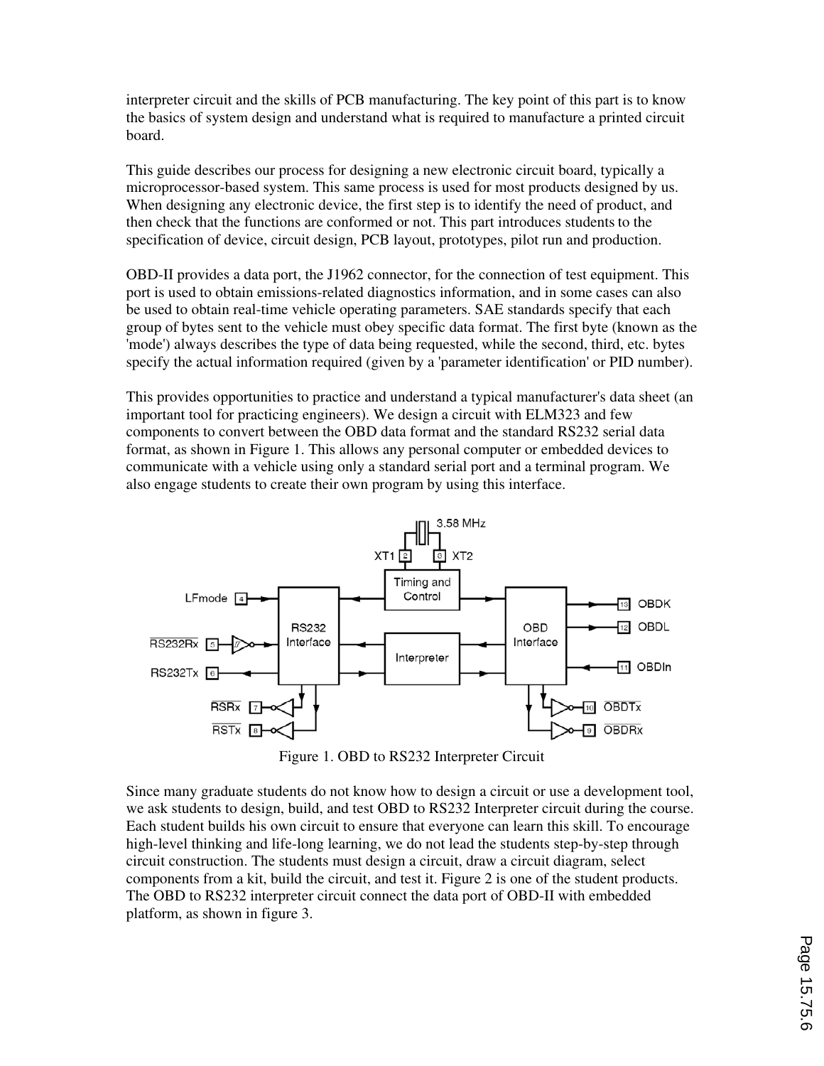interpreter circuit and the skills of PCB manufacturing. The key point of this part is to know the basics of system design and understand what is required to manufacture a printed circuit board.

This guide describes our process for designing a new electronic circuit board, typically a microprocessor-based system. This same process is used for most products designed by us. When designing any electronic device, the first step is to identify the need of product, and then check that the functions are conformed or not. This part introduces students to the specification of device, circuit design, PCB layout, prototypes, pilot run and production.

OBD-II provides a data port, the J1962 connector, for the connection of test equipment. This port is used to obtain emissions-related diagnostics information, and in some cases can also be used to obtain real-time vehicle operating parameters. SAE standards specify that each group of bytes sent to the vehicle must obey specific data format. The first byte (known as the 'mode') always describes the type of data being requested, while the second, third, etc. bytes specify the actual information required (given by a 'parameter identification' or PID number).

This provides opportunities to practice and understand a typical manufacturer's data sheet (an important tool for practicing engineers). We design a circuit with ELM323 and few components to convert between the OBD data format and the standard RS232 serial data format, as shown in Figure 1. This allows any personal computer or embedded devices to communicate with a vehicle using only a standard serial port and a terminal program. We also engage students to create their own program by using this interface.

Figure 1. OBD to RS232 Interpreter Circuit

Since many graduate students do not know how to design a circuit or use a development tool, we ask students to design, build, and test OBD to RS232 Interpreter circuit during the course. Each student builds his own circuit to ensure that everyone can learn this skill. To encourage high-level thinking and life-long learning, we do not lead the students step-by-step through circuit construction. The students must design a circuit, draw a circuit diagram, select components from a kit, build the circuit, and test it. Figure 2 is one of the student products. The OBD to RS232 interpreter circuit connect the data port of OBD-II with embedded platform, as shown in figure 3.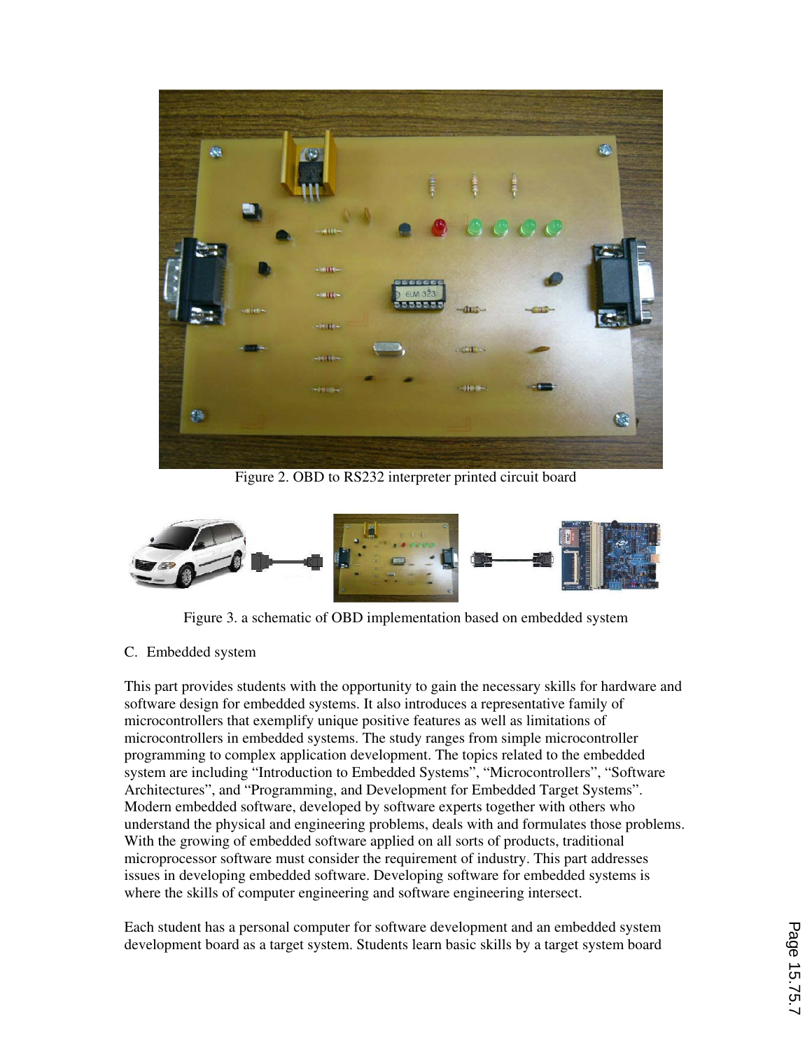Figure 2. OBD to RS232 interpreter printed circuit board

Figure 3. a schematic of OBD implementation based on embedded system

C. Embedded system

This part provides students with the opportunity to gain the necessary skills for hardware and software design for embedded systems. It also introduces a representative family of microcontrollers that exemplify unique positive features as well as limitations of microcontrollers in embedded systems. The study ranges from simple microcontroller programming to complex application development. The topics related to the embedded system are including "Introduction to Embedded Systems", "Microcontrollers", "Software Architectures", and "Programming, and Development for Embedded Target Systems". Modern embedded software, developed by software experts together with others who understand the physical and engineering problems, deals with and formulates those problems. With the growing of embedded software applied on all sorts of products, traditional microprocessor software must consider the requirement of industry. This part addresses issues in developing embedded software. Developing software for embedded systems is where the skills of computer engineering and software engineering intersect.

Each student has a personal computer for software development and an embedded system development board as a target system. Students learn basic skills by a target system board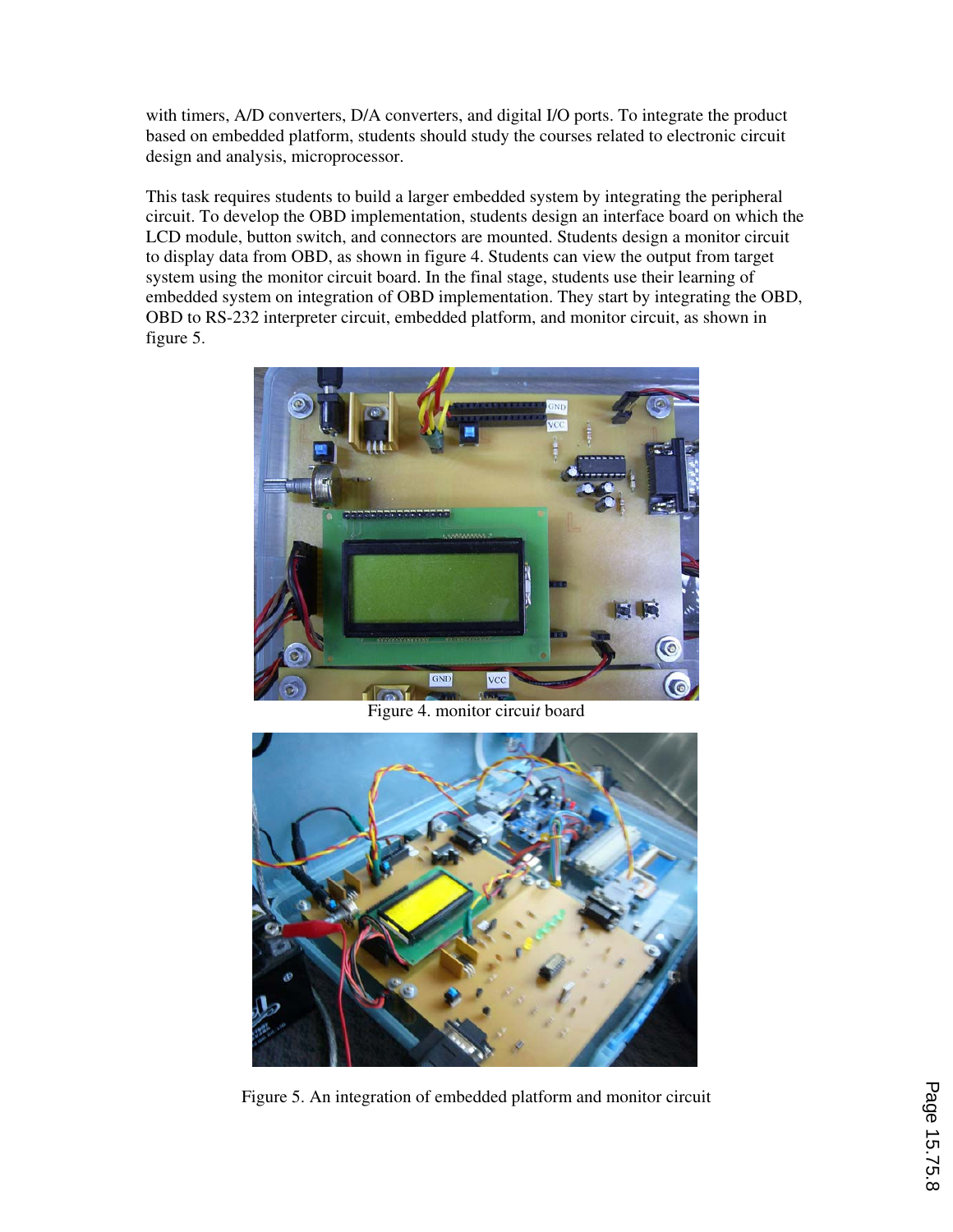with timers, A/D converters, D/A converters, and digital I/O ports. To integrate the product based on embedded platform, students should study the courses related to electronic circuit design and analysis, microprocessor.

This task requires students to build a larger embedded system by integrating the peripheral circuit. To develop the OBD implementation, students design an interface board on which the LCD module, button switch, and connectors are mounted. Students design a monitor circuit to display data from OBD, as shown in figure 4. Students can view the output from target system using the monitor circuit board. In the final stage, students use their learning of embedded system on integration of OBD implementation. They start by integrating the OBD, OBD to RS-232 interpreter circuit, embedded platform, and monitor circuit, as shown in figure 5.

Figure 4. monitor circui*t* board

Figure 5. An integration of embedded platform and monitor circuit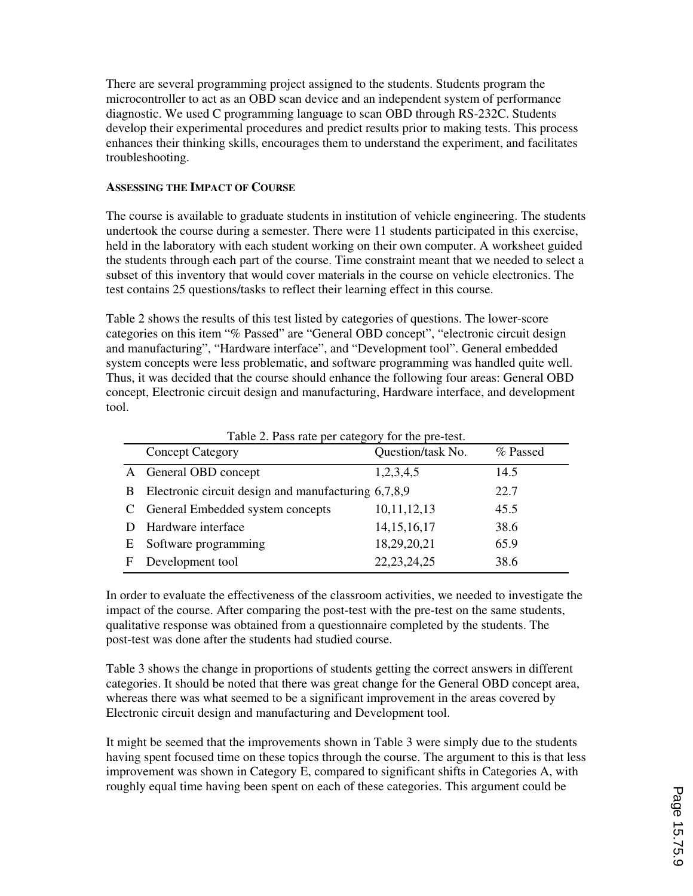There are several programming project assigned to the students. Students program the microcontroller to act as an OBD scan device and an independent system of performance diagnostic. We used C programming language to scan OBD through RS-232C. Students develop their experimental procedures and predict results prior to making tests. This process enhances their thinking skills, encourages them to understand the experiment, and facilitates troubleshooting.

### ASSESSING THE IMPACT OF COURSE

The course is available to graduate students in institution of vehicle engineering. The students undertook the course during a semester. There were 11 students participated in this exercise, held in the laboratory with each student working on their own computer. A worksheet guided the students through each part of the course. Time constraint meant that we needed to select a subset of this inventory that would cover materials in the course on vehicle electronics. The test contains 25 questions/tasks to reflect their learning effect in this course.

Table 2 shows the results of this test listed by categories of questions. The lower-score categories on this item "% Passed" are "General OBD concept", "electronic circuit design and manufacturing", "Hardware interface", and "Development tool". General embedded system concepts were less problematic, and software programming was handled quite well. Thus, it was decided that the course should enhance the following four areas: General OBD concept, Electronic circuit design and manufacturing, Hardware interface, and development tool.

Table 2. Pass rate per category for the pre-test.

| | Concept Category | Question/task No. | % Passed |
|---|---|---|---|
| A | General OBD concept | 1,2,3,4,5 | 14.5 |
| B | Electronic circuit design and manufacturing | 6,7,8,9 | 22.7 |
| C | General Embedded system concepts | 10,11,12,13 | 45.5 |
| D | Hardware interface | 14,15,16,17 | 38.6 |
| E | Software programming | 18,29,20,21 | 65.9 |
| F | Development tool | 22,23,24,25 | 38.6 |

In order to evaluate the effectiveness of the classroom activities, we needed to investigate the impact of the course. After comparing the post-test with the pre-test on the same students, qualitative response was obtained from a questionnaire completed by the students. The post-test was done after the students had studied course.

Table 3 shows the change in proportions of students getting the correct answers in different categories. It should be noted that there was great change for the General OBD concept area, whereas there was what seemed to be a significant improvement in the areas covered by Electronic circuit design and manufacturing and Development tool.

It might be seemed that the improvements shown in Table 3 were simply due to the students having spent focused time on these topics through the course. The argument to this is that less improvement was shown in Category E, compared to significant shifts in Categories A, with roughly equal time having been spent on each of these categories. This argument could be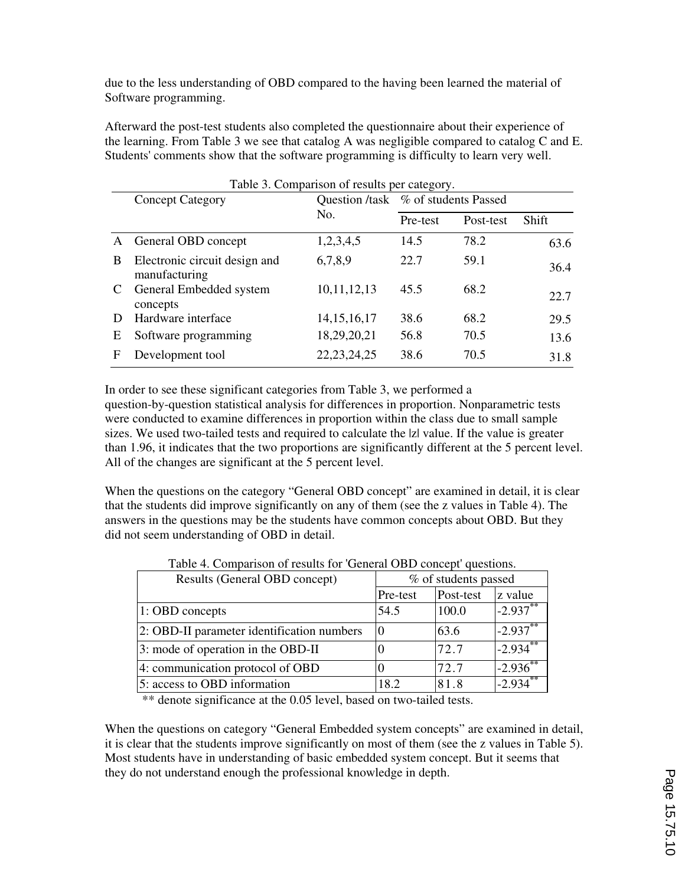due to the less understanding of OBD compared to the having been learned the material of Software programming.

Afterward the post-test students also completed the questionnaire about their experience of the learning. From Table 3 we see that catalog A was negligible compared to catalog C and E. Students' comments show that the software programming is difficulty to learn very well.

Table 3. Comparison of results per category.

| | Concept Category | Question /task No. | % of students Passed | | |
|---|---|---|---|---|---|
| | | | Pre-test | Post-test | Shift |
| A | General OBD concept | 1,2,3,4,5 | 14.5 | 78.2 | 63.6 |
| B | Electronic circuit design and manufacturing | 6,7,8,9 | 22.7 | 59.1 | 36.4 |
| C | General Embedded system concepts | 10,11,12,13 | 45.5 | 68.2 | 22.7 |
| D | Hardware interface | 14,15,16,17 | 38.6 | 68.2 | 29.5 |
| E | Software programming | 18,29,20,21 | 56.8 | 70.5 | 13.6 |
| F | Development tool | 22,23,24,25 | 38.6 | 70.5 | 31.8 |

In order to see these significant categories from Table 3, we performed a question-by-question statistical analysis for differences in proportion. Nonparametric tests were conducted to examine differences in proportion within the class due to small sample sizes. We used two-tailed tests and required to calculate the $|z|$ value. If the value is greater than 1.96, it indicates that the two proportions are significantly different at the 5 percent level. All of the changes are significant at the 5 percent level.

When the questions on the category "General OBD concept" are examined in detail, it is clear that the students did improve significantly on any of them (see the z values in Table 4). The answers in the questions may be the students have common concepts about OBD. But they did not seem understanding of OBD in detail.

Table 4. Comparison of results for 'General OBD concept' questions.

| Results (General OBD concept) | % of students passed | | |
|---|---|---|---|
| | Pre-test | Post-test | z value |
| 1: OBD concepts | 54.5 | 100.0 | -2.937** |
| 2: OBD-II parameter identification numbers | 0 | 63.6 | -2.937** |
| 3: mode of operation in the OBD-II | 0 | 72.7 | -2.934** |
| 4: communication protocol of OBD | 0 | 72.7 | -2.936** |
| 5: access to OBD information | 18.2 | 81.8 | -2.934** |

** denote significance at the 0.05 level, based on two-tailed tests.

When the questions on category "General Embedded system concepts" are examined in detail, it is clear that the students improve significantly on most of them (see the z values in Table 5). Most students have in understanding of basic embedded system concept. But it seems that they do not understand enough the professional knowledge in depth.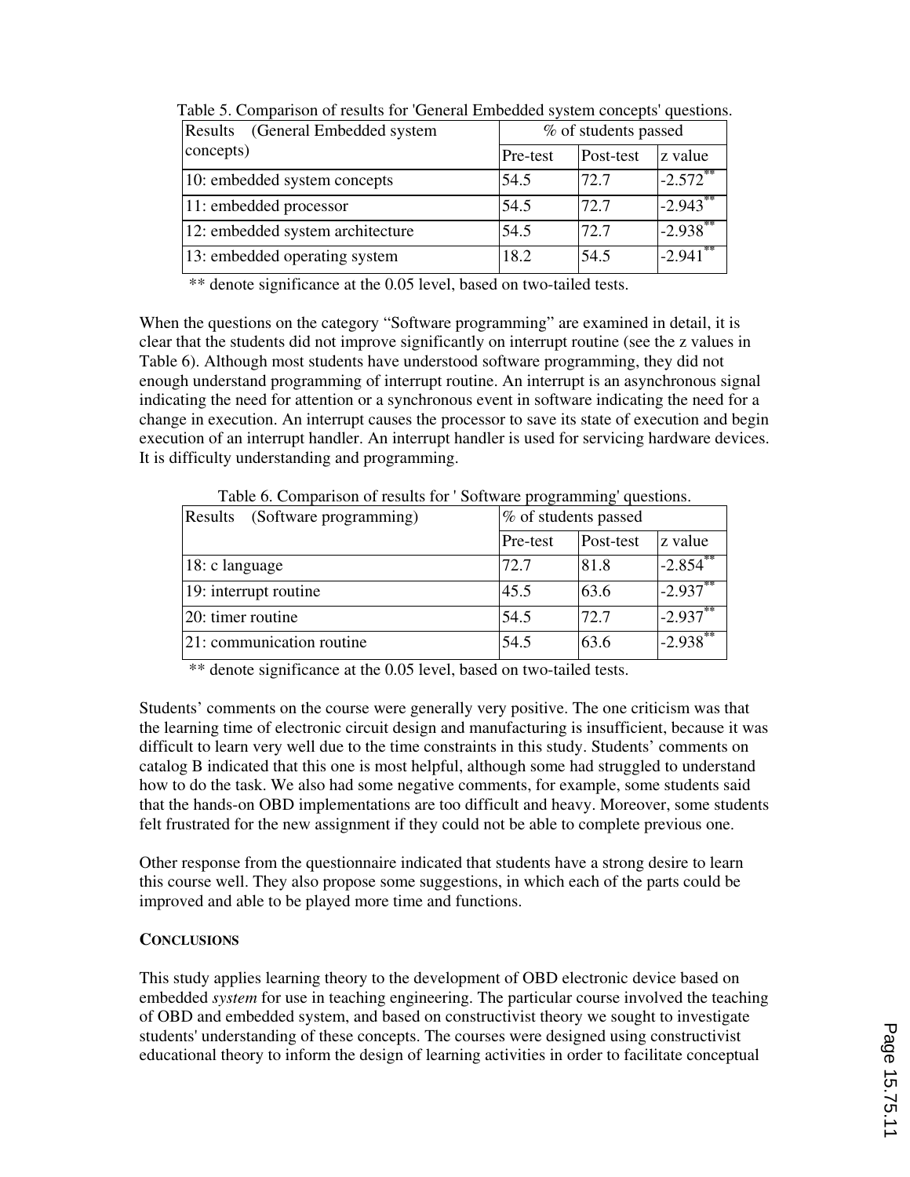Table 5. Comparison of results for 'General Embedded system concepts' questions.

| Results (General Embedded system concepts) | % of students passed | | |
|---|---|---|---|
| | Pre-test | Post-test | z value |
| 10: embedded system concepts | 54.5 | 72.7 | $-2.572^{**}$ |
| 11: embedded processor | 54.5 | 72.7 | $-2.943^{**}$ |
| 12: embedded system architecture | 54.5 | 72.7 | $-2.938^{**}$ |
| 13: embedded operating system | 18.2 | 54.5 | $-2.941^{**}$ |

** denote significance at the 0.05 level, based on two-tailed tests.

When the questions on the category "Software programming" are examined in detail, it is clear that the students did not improve significantly on interrupt routine (see the z values in Table 6). Although most students have understood software programming, they did not enough understand programming of interrupt routine. An interrupt is an asynchronous signal indicating the need for attention or a synchronous event in software indicating the need for a change in execution. An interrupt causes the processor to save its state of execution and begin execution of an interrupt handler. An interrupt handler is used for servicing hardware devices. It is difficulty understanding and programming.

Table 6. Comparison of results for ' Software programming' questions.

| Results (Software programming) | % of students passed | | |
|---|---|---|---|
| | Pre-test | Post-test | z value |
| 18: c language | 72.7 | 81.8 | $-2.854^{**}$ |
| 19: interrupt routine | 45.5 | 63.6 | $-2.937^{**}$ |
| 20: timer routine | 54.5 | 72.7 | $-2.937^{**}$ |
| 21: communication routine | 54.5 | 63.6 | $-2.938^{**}$ |

** denote significance at the 0.05 level, based on two-tailed tests.

Students' comments on the course were generally very positive. The one criticism was that the learning time of electronic circuit design and manufacturing is insufficient, because it was difficult to learn very well due to the time constraints in this study. Students' comments on catalog B indicated that this one is most helpful, although some had struggled to understand how to do the task. We also had some negative comments, for example, some students said that the hands-on OBD implementations are too difficult and heavy. Moreover, some students felt frustrated for the new assignment if they could not be able to complete previous one.

Other response from the questionnaire indicated that students have a strong desire to learn this course well. They also propose some suggestions, in which each of the parts could be improved and able to be played more time and functions.

## CONCLUSIONS

This study applies learning theory to the development of OBD electronic device based on embedded *system* for use in teaching engineering. The particular course involved the teaching of OBD and embedded system, and based on constructivist theory we sought to investigate students' understanding of these concepts. The courses were designed using constructivist educational theory to inform the design of learning activities in order to facilitate conceptual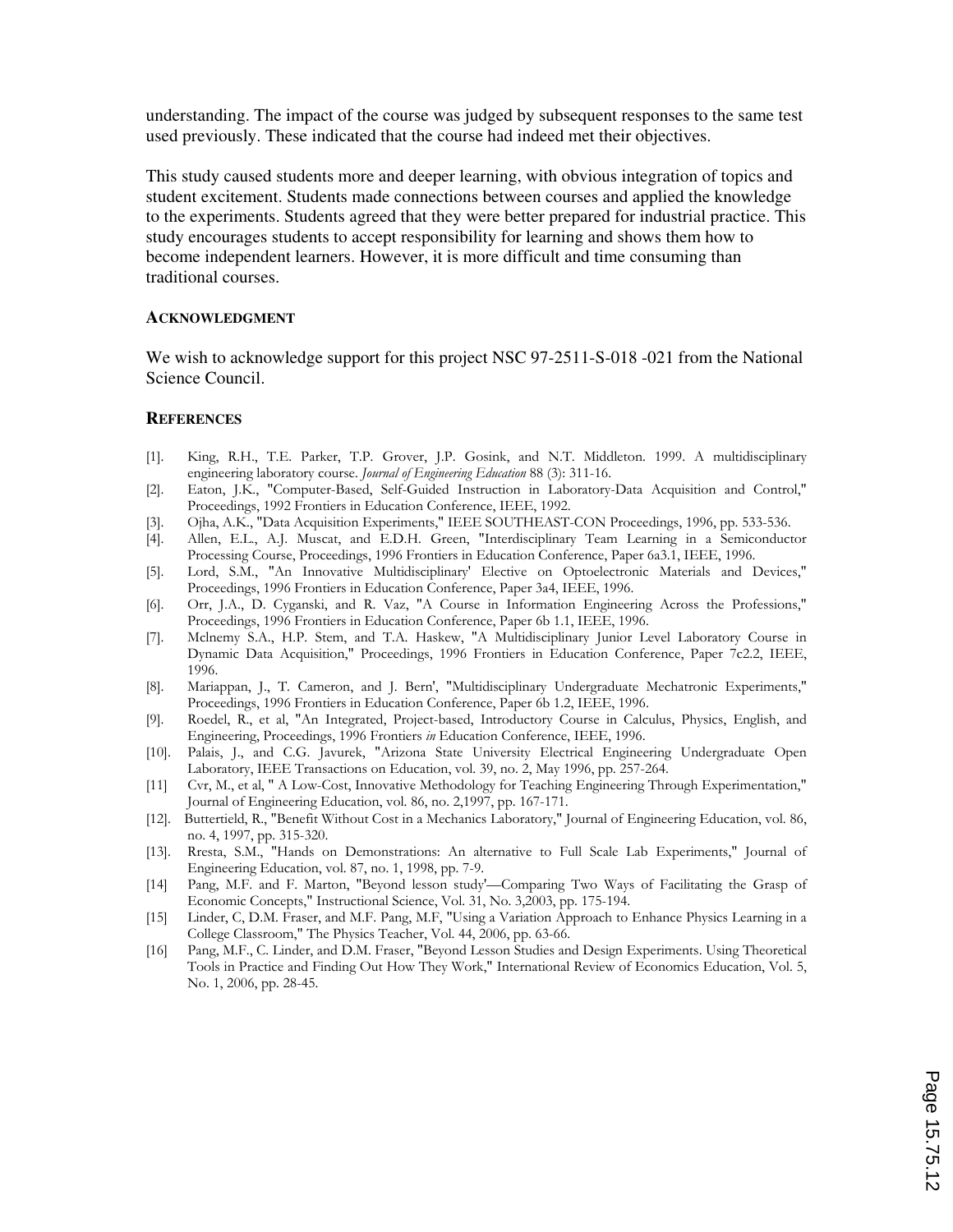understanding. The impact of the course was judged by subsequent responses to the same test used previously. These indicated that the course had indeed met their objectives.

This study caused students more and deeper learning, with obvious integration of topics and student excitement. Students made connections between courses and applied the knowledge to the experiments. Students agreed that they were better prepared for industrial practice. This study encourages students to accept responsibility for learning and shows them how to become independent learners. However, it is more difficult and time consuming than traditional courses.

## ACKNOWLEDGMENT

We wish to acknowledge support for this project NSC 97-2511-S-018 -021 from the National Science Council.

## REFERENCES

[1]. King, R.H., T.E. Parker, T.P. Grover, J.P. Gosink, and N.T. Middleton. 1999. A multidisciplinary engineering laboratory course. *Journal of Engineering Education* 88 (3): 311-16.

[2]. Eaton, J.K., "Computer-Based, Self-Guided Instruction in Laboratory-Data Acquisition and Control," Proceedings, 1992 Frontiers in Education Conference, IEEE, 1992.

[3]. Ojha, A.K., "Data Acquisition Experiments," IEEE SOUTHEAST-CON Proceedings, 1996, pp. 533-536.

[4]. Allen, E.L., A.J. Muscat, and E.D.H. Green, "Interdisciplinary Team Learning in a Semiconductor Processing Course, Proceedings, 1996 Frontiers in Education Conference, Paper 6a3.1, IEEE, 1996.

[5]. Lord, S.M., "An Innovative Multidisciplinary' Elective on Optoelectronic Materials and Devices," Proceedings, 1996 Frontiers in Education Conference, Paper 3a4, IEEE, 1996.

[6]. Orr, J.A., D. Cyganski, and R. Vaz, "A Course in Information Engineering Across the Professions," Proceedings, 1996 Frontiers in Education Conference, Paper 6b 1.1, IEEE, 1996.

[7]. Mclnemy S.A., H.P. Stem, and T.A. Haskew, "A Multidisciplinary Junior Level Laboratory Course in Dynamic Data Acquisition," Proceedings, 1996 Frontiers in Education Conference, Paper 7c2.2, IEEE, 1996.

[8]. Mariappan, J., T. Cameron, and J. Bern', "Multidisciplinary Undergraduate Mechatronic Experiments," Proceedings, 1996 Frontiers in Education Conference, Paper 6b 1.2, IEEE, 1996.

[9]. Roedel, R., et al, "An Integrated, Project-based, Introductory Course in Calculus, Physics, English, and Engineering, Proceedings, 1996 Frontiers *in* Education Conference, IEEE, 1996.

[10]. Palais, J., and C.G. Javurek, "Arizona State University Electrical Engineering Undergraduate Open Laboratory, IEEE Transactions on Education, vol. 39, no. 2, May 1996, pp. 257-264.

[11] Cvr, M., et al, " A Low-Cost, Innovative Methodology for Teaching Engineering Through Experimentation," Journal of Engineering Education, vol. 86, no. 2,1997, pp. 167-171.

[12]. Buttertield, R., "Benefit Without Cost in a Mechanics Laboratory," Journal of Engineering Education, vol. 86, no. 4, 1997, pp. 315-320.

[13]. Rresta, S.M., "Hands on Demonstrations: An alternative to Full Scale Lab Experiments," Journal of Engineering Education, vol. 87, no. 1, 1998, pp. 7-9.

[14] Pang, M.F. and F. Marton, "Beyond lesson study'—Comparing Two Ways of Facilitating the Grasp of Economic Concepts," Instructional Science, Vol. 31, No. 3,2003, pp. 175-194.

[15] Linder, C, D.M. Fraser, and M.F. Pang, M.F, "Using a Variation Approach to Enhance Physics Learning in a College Classroom," The Physics Teacher, Vol. 44, 2006, pp. 63-66.

[16] Pang, M.F., C. Linder, and D.M. Fraser, "Beyond Lesson Studies and Design Experiments. Using Theoretical Tools in Practice and Finding Out How They Work," International Review of Economics Education, Vol. 5, No. 1, 2006, pp. 28-45.